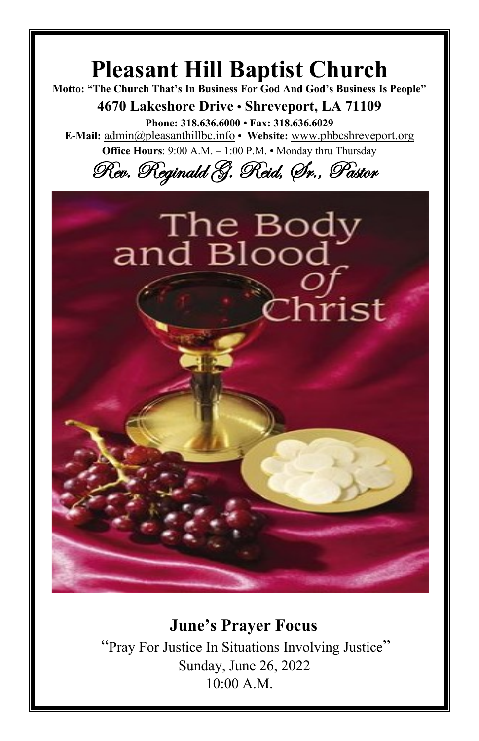# Pleasant Hill Baptist Church

**Motto: "The Church That's In Business For God And God's Business Is People"**

**4670 Lakeshore Drive • Shreveport, LA 71109**

**Phone: 318.636.6000 • Fax: 318.636.6029**

**E-Mail:** admin@pleasanthillbc.info • **Website:** www.phbcshreveport.org

**Office Hours**: 9:00 A.M. – 1:00 P.M. • Monday thru Thursday

*Rev. Reginald G. Reid, Sr., Pastor*

The Body and Blood of Christ

## June's Prayer Focus

"Pray For Justice In Situations Involving Justice"

Sunday, June 26, 2022

10:00 A.M.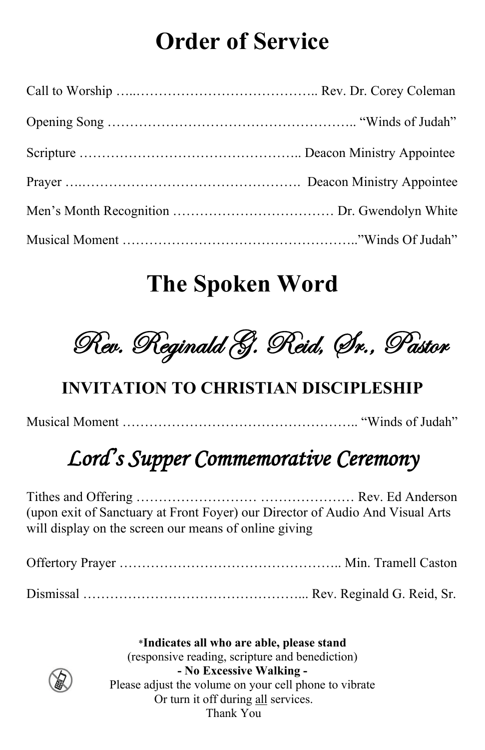# Order of Service

Call to Worship …..………………………………….. Rev. Dr. Corey Coleman

Opening Song …………………………………………….. "Winds of Judah"

Scripture ……………………………………….. Deacon Ministry Appointee

Prayer ….…………………………………………. Deacon Ministry Appointee

Men's Month Recognition ……………………………… Dr. Gwendolyn White

Musical Moment ……………………………………………..''Winds Of Judah"

# The Spoken Word

*Rev. Reginald G. Reid, Sr., Pastor*

## INVITATION TO CHRISTIAN DISCIPLESHIP

Musical Moment …………………………………………….. "Winds of Judah"

## *Lord's Supper Commemorative Ceremony*

Tithes and Offering …………………… ………………… Rev. Ed Anderson
(upon exit of Sanctuary at Front Foyer) our Director of Audio And Visual Arts will display on the screen our means of online giving

Offertory Prayer ………………………………………….. Min. Tramell Caston

Dismissal ………………………………………... Rev. Reginald G. Reid, Sr.

*__Indicates all who are able, please stand__
(responsive reading, scripture and benediction)
**- No Excessive Walking -**
Please adjust the volume on your cell phone to vibrate
Or turn it off during all services.
Thank You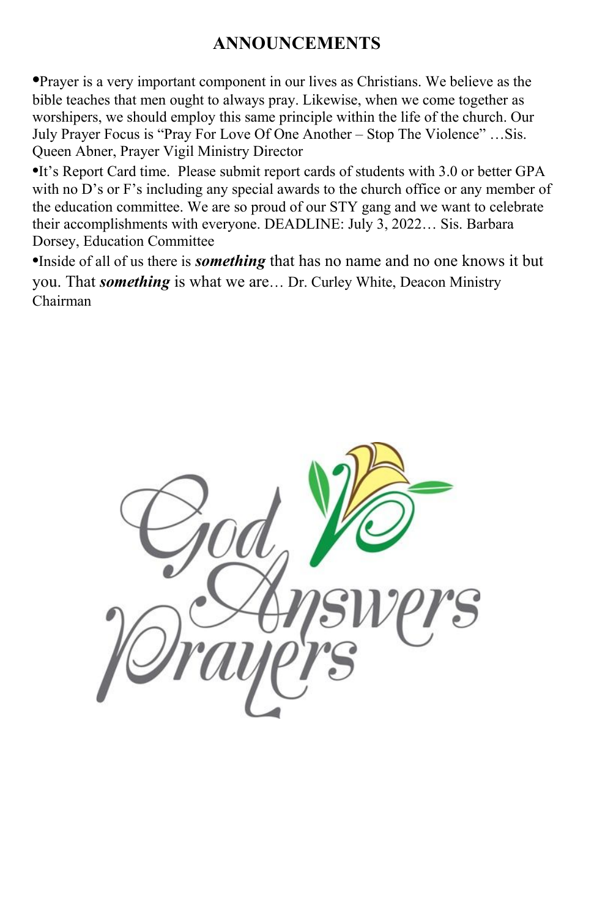# ANNOUNCEMENTS

- Prayer is a very important component in our lives as Christians. We believe as the bible teaches that men ought to always pray. Likewise, when we come together as worshipers, we should employ this same principle within the life of the church. Our July Prayer Focus is "Pray For Love Of One Another – Stop The Violence" …Sis. Queen Abner, Prayer Vigil Ministry Director
- It's Report Card time. Please submit report cards of students with 3.0 or better GPA with no D's or F's including any special awards to the church office or any member of the education committee. We are so proud of our STY gang and we want to celebrate their accomplishments with everyone. DEADLINE: July 3, 2022… Sis. Barbara Dorsey, Education Committee
- Inside of all of us there is ***something*** that has no name and no one knows it but you. That ***something*** is what we are… Dr. Curley White, Deacon Ministry Chairman

God Answers Prayers